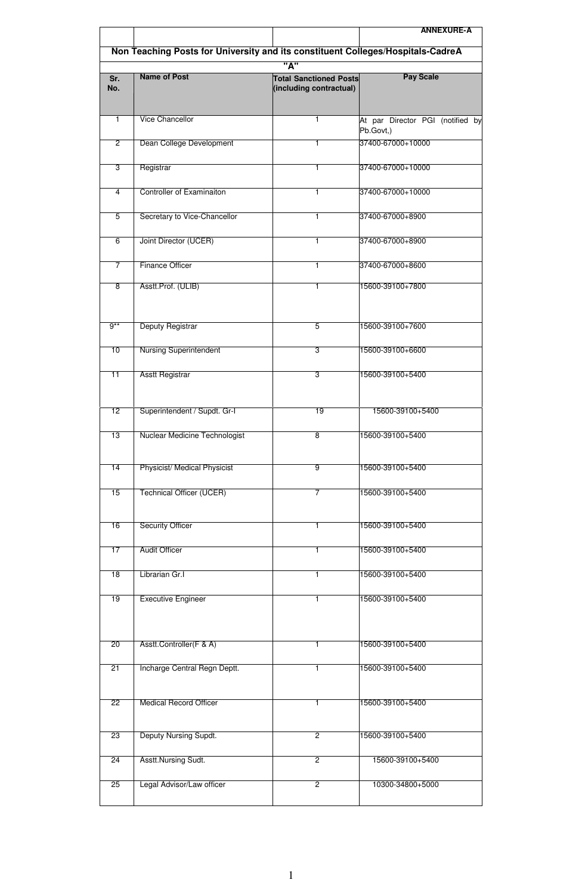**ANNEXURE-A**

## Non Teaching Posts for University and its constituent Colleges/Hospitals-CadreA

**"A"**

| Sr. No. | Name of Post | Total Sanctioned Posts (including contractual) | Pay Scale |
|---|---|---|---|
| 1 | Vice Chancellor | 1 | At par Director PGI (notified by Pb.Govt,) |
| 2 | Dean College Development | 1 | 37400-67000+10000 |
| 3 | Registrar | 1 | 37400-67000+10000 |
| 4 | Controller of Examinaiton | 1 | 37400-67000+10000 |
| 5 | Secretary to Vice-Chancellor | 1 | 37400-67000+8900 |
| 6 | Joint Director (UCER) | 1 | 37400-67000+8900 |
| 7 | Finance Officer | 1 | 37400-67000+8600 |
| 8 | Asstt.Prof. (ULIB) | 1 | 15600-39100+7800 |
| 9** | Deputy Registrar | 5 | 15600-39100+7600 |
| 10 | Nursing Superintendent | 3 | 15600-39100+6600 |
| 11 | Asstt Registrar | 3 | 15600-39100+5400 |
| 12 | Superintendent / Supdt. Gr-I | 19 | 15600-39100+5400 |
| 13 | Nuclear Medicine Technologist | 8 | 15600-39100+5400 |
| 14 | Physicist/ Medical Physicist | 9 | 15600-39100+5400 |
| 15 | Technical Officer (UCER) | 7 | 15600-39100+5400 |
| 16 | Security Officer | 1 | 15600-39100+5400 |
| 17 | Audit Officer | 1 | 15600-39100+5400 |
| 18 | Librarian Gr.I | 1 | 15600-39100+5400 |
| 19 | Executive Engineer | 1 | 15600-39100+5400 |
| 20 | Asstt.Controller(F & A) | 1 | 15600-39100+5400 |
| 21 | Incharge Central Regn Deptt. | 1 | 15600-39100+5400 |
| 22 | Medical Record Officer | 1 | 15600-39100+5400 |
| 23 | Deputy Nursing Supdt. | 2 | 15600-39100+5400 |
| 24 | Asstt.Nursing Sudt. | 2 | 15600-39100+5400 |
| 25 | Legal Advisor/Law officer | 2 | 10300-34800+5000 |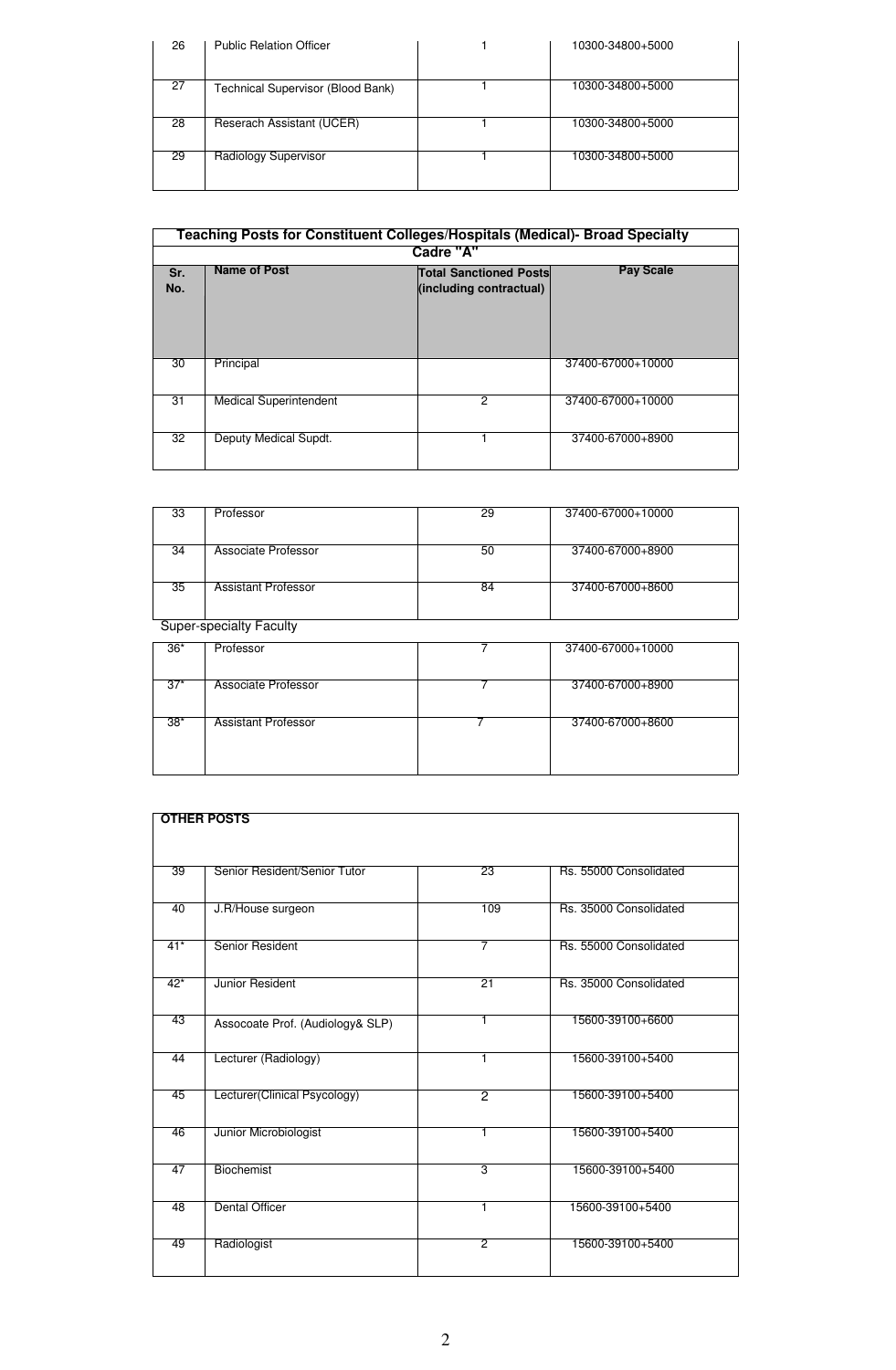| 26 | Public Relation Officer | 1 | 10300-34800+5000 |
|---|---|---|---|
| 27 | Technical Supervisor (Blood Bank) | 1 | 10300-34800+5000 |
| 28 | Reserach Assistant (UCER) | 1 | 10300-34800+5000 |
| 29 | Radiology Supervisor | 1 | 10300-34800+5000 |

**Teaching Posts for Constituent Colleges/Hospitals (Medical)- Broad Specialty Cadre "A"**

| Sr. No. | Name of Post | Total Sanctioned Posts (including contractual) | Pay Scale |
|---|---|---|---|
| 30 | Principal | | 37400-67000+10000 |
| 31 | Medical Superintendent | 2 | 37400-67000+10000 |
| 32 | Deputy Medical Supdt. | 1 | 37400-67000+8900 |
| 33 | Professor | 29 | 37400-67000+10000 |
| 34 | Associate Professor | 50 | 37400-67000+8900 |
| 35 | Assistant Professor | 84 | 37400-67000+8600 |

Super-specialty Faculty

| 36* | Professor | 7 | 37400-67000+10000 |
|---|---|---|---|
| 37* | Associate Professor | 7 | 37400-67000+8900 |
| 38* | Assistant Professor | 7 | 37400-67000+8600 |

**OTHER POSTS**

| 39 | Senior Resident/Senior Tutor | 23 | Rs. 55000 Consolidated |
|---|---|---|---|
| 40 | J.R/House surgeon | 109 | Rs. 35000 Consolidated |
| 41* | Senior Resident | 7 | Rs. 55000 Consolidated |
| 42* | Junior Resident | 21 | Rs. 35000 Consolidated |
| 43 | Assocoate Prof. (Audiology& SLP) | 1 | 15600-39100+6600 |
| 44 | Lecturer (Radiology) | 1 | 15600-39100+5400 |
| 45 | Lecturer(Clinical Psycology) | 2 | 15600-39100+5400 |
| 46 | Junior Microbiologist | 1 | 15600-39100+5400 |
| 47 | Biochemist | 3 | 15600-39100+5400 |
| 48 | Dental Officer | 1 | 15600-39100+5400 |
| 49 | Radiologist | 2 | 15600-39100+5400 |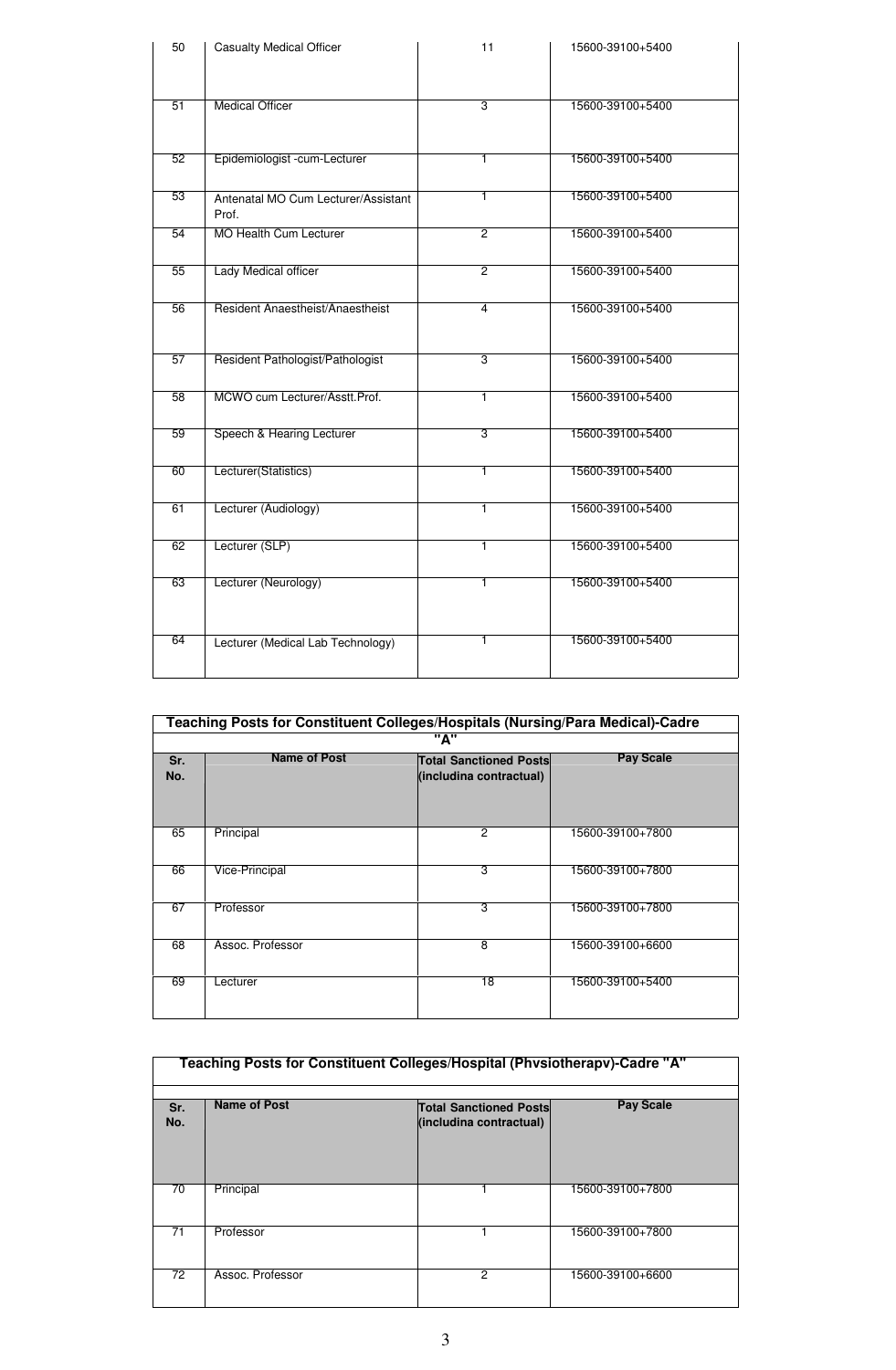| | | | |
|---|---|---|---|
| 50 | Casualty Medical Officer | 11 | 15600-39100+5400 |
| 51 | Medical Officer | 3 | 15600-39100+5400 |
| 52 | Epidemiologist -cum-Lecturer | 1 | 15600-39100+5400 |
| 53 | Antenatal MO Cum Lecturer/Assistant Prof. | 1 | 15600-39100+5400 |
| 54 | MO Health Cum Lecturer | 2 | 15600-39100+5400 |
| 55 | Lady Medical officer | 2 | 15600-39100+5400 |
| 56 | Resident Anaestheist/Anaestheist | 4 | 15600-39100+5400 |
| 57 | Resident Pathologist/Pathologist | 3 | 15600-39100+5400 |
| 58 | MCWO cum Lecturer/Asstt.Prof. | 1 | 15600-39100+5400 |
| 59 | Speech & Hearing Lecturer | 3 | 15600-39100+5400 |
| 60 | Lecturer(Statistics) | 1 | 15600-39100+5400 |
| 61 | Lecturer (Audiology) | 1 | 15600-39100+5400 |
| 62 | Lecturer (SLP) | 1 | 15600-39100+5400 |
| 63 | Lecturer (Neurology) | 1 | 15600-39100+5400 |
| 64 | Lecturer (Medical Lab Technology) | 1 | 15600-39100+5400 |

**Teaching Posts for Constituent Colleges/Hospitals (Nursing/Para Medical)-Cadre "A"**

| Sr. No. | Name of Post | Total Sanctioned Posts (includina contractual) | Pay Scale |
|---|---|---|---|
| 65 | Principal | 2 | 15600-39100+7800 |
| 66 | Vice-Principal | 3 | 15600-39100+7800 |
| 67 | Professor | 3 | 15600-39100+7800 |
| 68 | Assoc. Professor | 8 | 15600-39100+6600 |
| 69 | Lecturer | 18 | 15600-39100+5400 |

**Teaching Posts for Constituent Colleges/Hospital (Phvsiotherapv)-Cadre "A"**

| Sr. No. | Name of Post | Total Sanctioned Posts (includina contractual) | Pay Scale |
|---|---|---|---|
| 70 | Principal | 1 | 15600-39100+7800 |
| 71 | Professor | 1 | 15600-39100+7800 |
| 72 | Assoc. Professor | 2 | 15600-39100+6600 |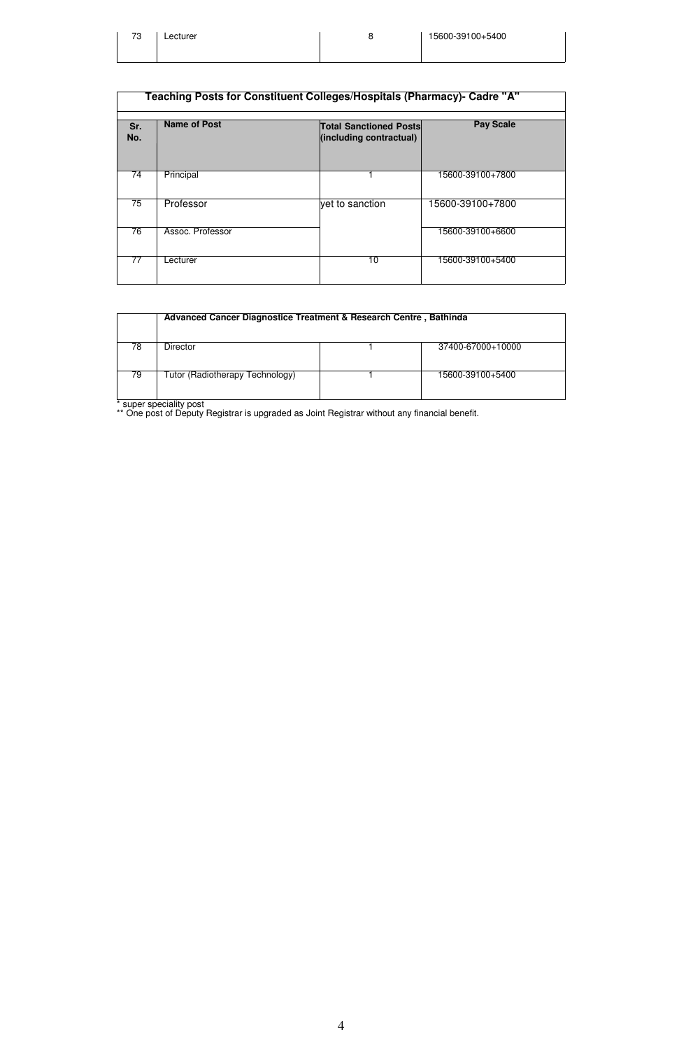| | | | |
|---|---|---|---|
| 73 | Lecturer | 8 | 15600-39100+5400 |

**Teaching Posts for Constituent Colleges/Hospitals (Pharmacy)- Cadre "A"**

| Sr. No. | Name of Post | Total Sanctioned Posts (including contractual) | Pay Scale |
|---|---|---|---|
| 74 | Principal | 1 | 15600-39100+7800 |
| 75 | Professor | yet to sanction | 15600-39100+7800 |
| 76 | Assoc. Professor | | 15600-39100+6600 |
| 77 | Lecturer | 10 | 15600-39100+5400 |

| | Advanced Cancer Diagnostice Treatment & Research Centre , Bathinda | | |
|---|---|---|---|
| 78 | Director | 1 | 37400-67000+10000 |
| 79 | Tutor (Radiotherapy Technology) | 1 | 15600-39100+5400 |

* super speciality post
** One post of Deputy Registrar is upgraded as Joint Registrar without any financial benefit.